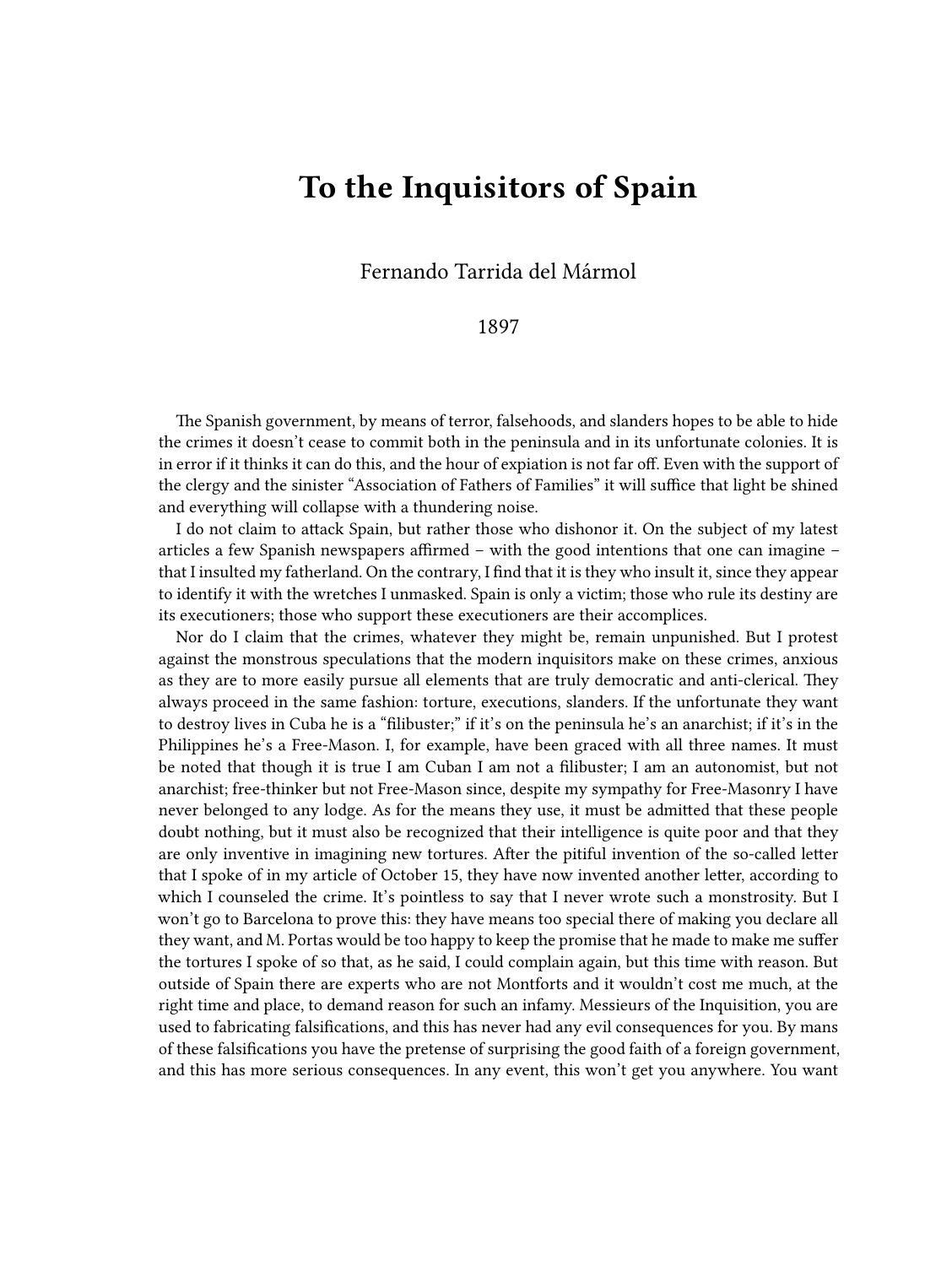# To the Inquisitors of Spain

Fernando Tarrida del Mármol

1897

The Spanish government, by means of terror, falsehoods, and slanders hopes to be able to hide the crimes it doesn't cease to commit both in the peninsula and in its unfortunate colonies. It is in error if it thinks it can do this, and the hour of expiation is not far off. Even with the support of the clergy and the sinister "Association of Fathers of Families" it will suffice that light be shined and everything will collapse with a thundering noise.

I do not claim to attack Spain, but rather those who dishonor it. On the subject of my latest articles a few Spanish newspapers affirmed – with the good intentions that one can imagine – that I insulted my fatherland. On the contrary, I find that it is they who insult it, since they appear to identify it with the wretches I unmasked. Spain is only a victim; those who rule its destiny are its executioners; those who support these executioners are their accomplices.

Nor do I claim that the crimes, whatever they might be, remain unpunished. But I protest against the monstrous speculations that the modern inquisitors make on these crimes, anxious as they are to more easily pursue all elements that are truly democratic and anti-clerical. They always proceed in the same fashion: torture, executions, slanders. If the unfortunate they want to destroy lives in Cuba he is a "filibuster;" if it's on the peninsula he's an anarchist; if it's in the Philippines he's a Free-Mason. I, for example, have been graced with all three names. It must be noted that though it is true I am Cuban I am not a filibuster; I am an autonomist, but not anarchist; free-thinker but not Free-Mason since, despite my sympathy for Free-Masonry I have never belonged to any lodge. As for the means they use, it must be admitted that these people doubt nothing, but it must also be recognized that their intelligence is quite poor and that they are only inventive in imagining new tortures. After the pitiful invention of the so-called letter that I spoke of in my article of October 15, they have now invented another letter, according to which I counseled the crime. It's pointless to say that I never wrote such a monstrosity. But I won't go to Barcelona to prove this: they have means too special there of making you declare all they want, and M. Portas would be too happy to keep the promise that he made to make me suffer the tortures I spoke of so that, as he said, I could complain again, but this time with reason. But outside of Spain there are experts who are not Montforts and it wouldn't cost me much, at the right time and place, to demand reason for such an infamy. Messieurs of the Inquisition, you are used to fabricating falsifications, and this has never had any evil consequences for you. By mans of these falsifications you have the pretense of surprising the good faith of a foreign government, and this has more serious consequences. In any event, this won't get you anywhere. You want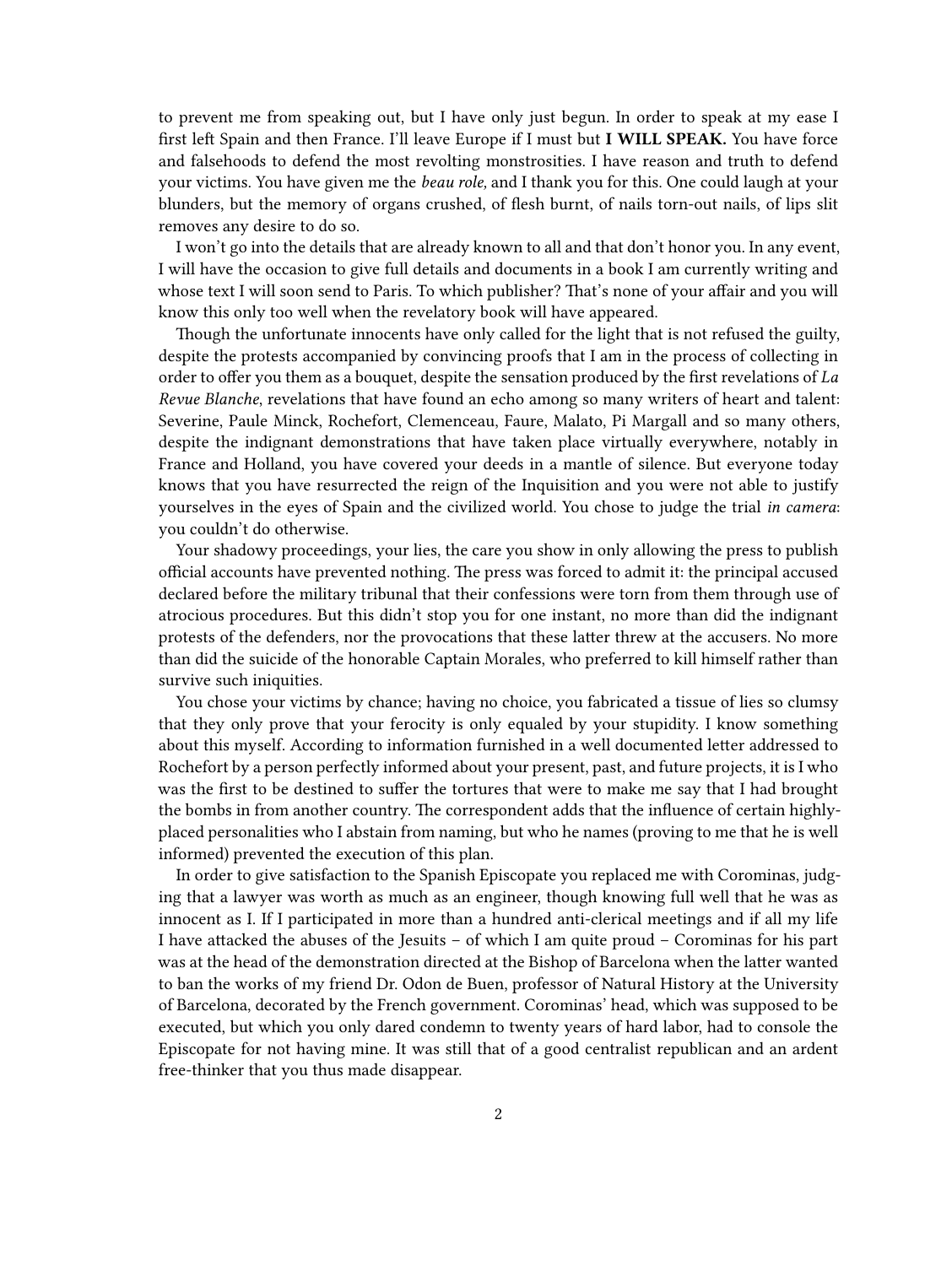to prevent me from speaking out, but I have only just begun. In order to speak at my ease I first left Spain and then France. I'll leave Europe if I must but **I WILL SPEAK.** You have force and falsehoods to defend the most revolting monstrosities. I have reason and truth to defend your victims. You have given me the *beau role,* and I thank you for this. One could laugh at your blunders, but the memory of organs crushed, of flesh burnt, of nails torn-out nails, of lips slit removes any desire to do so.

I won't go into the details that are already known to all and that don't honor you. In any event, I will have the occasion to give full details and documents in a book I am currently writing and whose text I will soon send to Paris. To which publisher? That's none of your affair and you will know this only too well when the revelatory book will have appeared.

Though the unfortunate innocents have only called for the light that is not refused the guilty, despite the protests accompanied by convincing proofs that I am in the process of collecting in order to offer you them as a bouquet, despite the sensation produced by the first revelations of *La Revue Blanche*, revelations that have found an echo among so many writers of heart and talent: Severine, Paule Minck, Rochefort, Clemenceau, Faure, Malato, Pi Margall and so many others, despite the indignant demonstrations that have taken place virtually everywhere, notably in France and Holland, you have covered your deeds in a mantle of silence. But everyone today knows that you have resurrected the reign of the Inquisition and you were not able to justify yourselves in the eyes of Spain and the civilized world. You chose to judge the trial *in camera*: you couldn't do otherwise.

Your shadowy proceedings, your lies, the care you show in only allowing the press to publish official accounts have prevented nothing. The press was forced to admit it: the principal accused declared before the military tribunal that their confessions were torn from them through use of atrocious procedures. But this didn't stop you for one instant, no more than did the indignant protests of the defenders, nor the provocations that these latter threw at the accusers. No more than did the suicide of the honorable Captain Morales, who preferred to kill himself rather than survive such iniquities.

You chose your victims by chance; having no choice, you fabricated a tissue of lies so clumsy that they only prove that your ferocity is only equaled by your stupidity. I know something about this myself. According to information furnished in a well documented letter addressed to Rochefort by a person perfectly informed about your present, past, and future projects, it is I who was the first to be destined to suffer the tortures that were to make me say that I had brought the bombs in from another country. The correspondent adds that the influence of certain highly-placed personalities who I abstain from naming, but who he names (proving to me that he is well informed) prevented the execution of this plan.

In order to give satisfaction to the Spanish Episcopate you replaced me with Corominas, judging that a lawyer was worth as much as an engineer, though knowing full well that he was as innocent as I. If I participated in more than a hundred anti-clerical meetings and if all my life I have attacked the abuses of the Jesuits – of which I am quite proud – Corominas for his part was at the head of the demonstration directed at the Bishop of Barcelona when the latter wanted to ban the works of my friend Dr. Odon de Buen, professor of Natural History at the University of Barcelona, decorated by the French government. Corominas' head, which was supposed to be executed, but which you only dared condemn to twenty years of hard labor, had to console the Episcopate for not having mine. It was still that of a good centralist republican and an ardent free-thinker that you thus made disappear.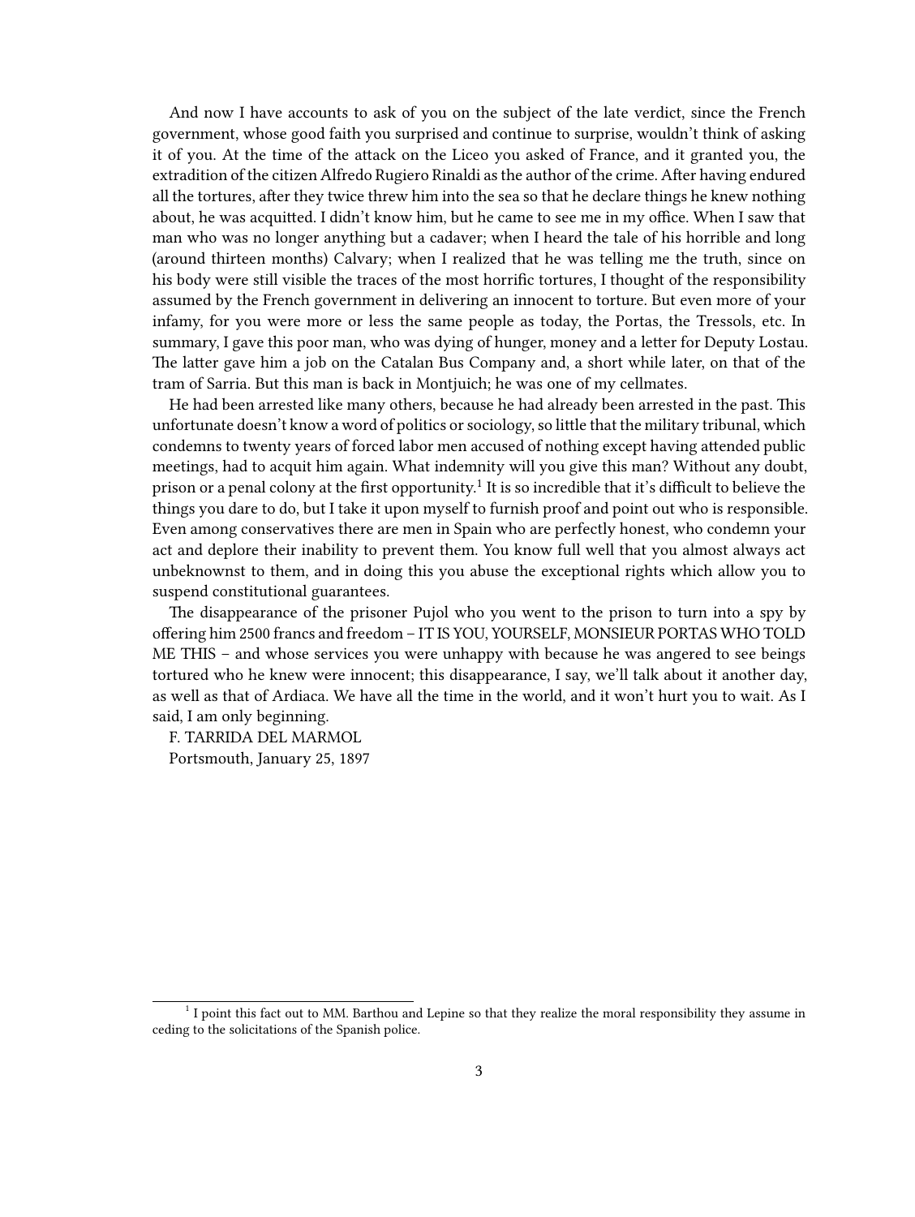And now I have accounts to ask of you on the subject of the late verdict, since the French government, whose good faith you surprised and continue to surprise, wouldn't think of asking it of you. At the time of the attack on the Liceo you asked of France, and it granted you, the extradition of the citizen Alfredo Rugiero Rinaldi as the author of the crime. After having endured all the tortures, after they twice threw him into the sea so that he declare things he knew nothing about, he was acquitted. I didn't know him, but he came to see me in my office. When I saw that man who was no longer anything but a cadaver; when I heard the tale of his horrible and long (around thirteen months) Calvary; when I realized that he was telling me the truth, since on his body were still visible the traces of the most horrific tortures, I thought of the responsibility assumed by the French government in delivering an innocent to torture. But even more of your infamy, for you were more or less the same people as today, the Portas, the Tressols, etc. In summary, I gave this poor man, who was dying of hunger, money and a letter for Deputy Lostau. The latter gave him a job on the Catalan Bus Company and, a short while later, on that of the tram of Sarria. But this man is back in Montjuich; he was one of my cellmates.

He had been arrested like many others, because he had already been arrested in the past. This unfortunate doesn't know a word of politics or sociology, so little that the military tribunal, which condemns to twenty years of forced labor men accused of nothing except having attended public meetings, had to acquit him again. What indemnity will you give this man? Without any doubt, prison or a penal colony at the first opportunity.[1] It is so incredible that it's difficult to believe the things you dare to do, but I take it upon myself to furnish proof and point out who is responsible. Even among conservatives there are men in Spain who are perfectly honest, who condemn your act and deplore their inability to prevent them. You know full well that you almost always act unbeknownst to them, and in doing this you abuse the exceptional rights which allow you to suspend constitutional guarantees.

The disappearance of the prisoner Pujol who you went to the prison to turn into a spy by offering him 2500 francs and freedom – IT IS YOU, YOURSELF, MONSIEUR PORTAS WHO TOLD ME THIS – and whose services you were unhappy with because he was angered to see beings tortured who he knew were innocent; this disappearance, I say, we'll talk about it another day, as well as that of Ardiaca. We have all the time in the world, and it won't hurt you to wait. As I said, I am only beginning.

F. TARRIDA DEL MARMOL

Portsmouth, January 25, 1897

---

[1] I point this fact out to MM. Barthou and Lepine so that they realize the moral responsibility they assume in ceding to the solicitations of the Spanish police.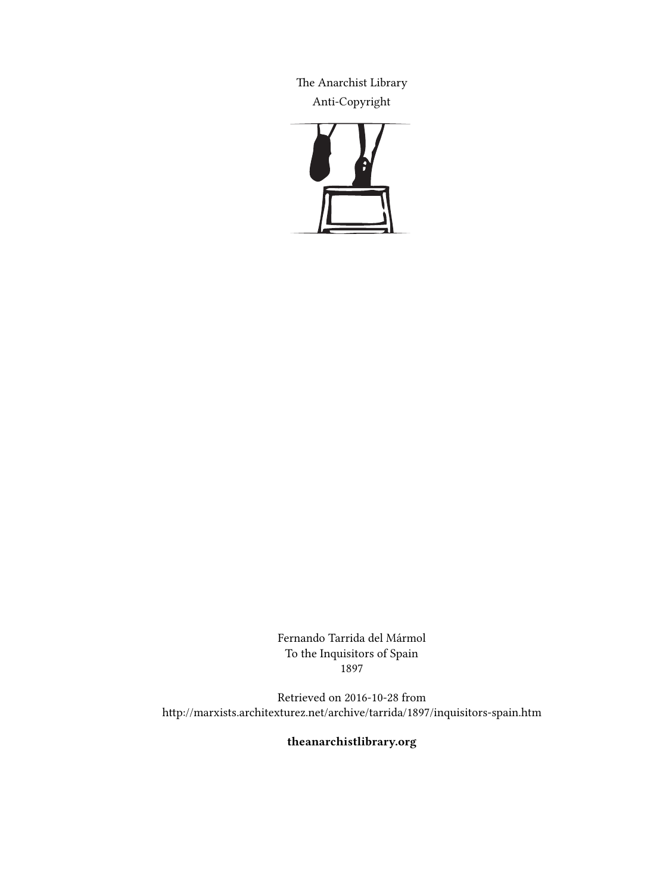The Anarchist Library
Anti-Copyright

Fernando Tarrida del Mármol
To the Inquisitors of Spain
1897

Retrieved on 2016-10-28 from
http://marxists.architexturez.net/archive/tarrida/1897/inquisitors-spain.htm

**theanarchistlibrary.org**